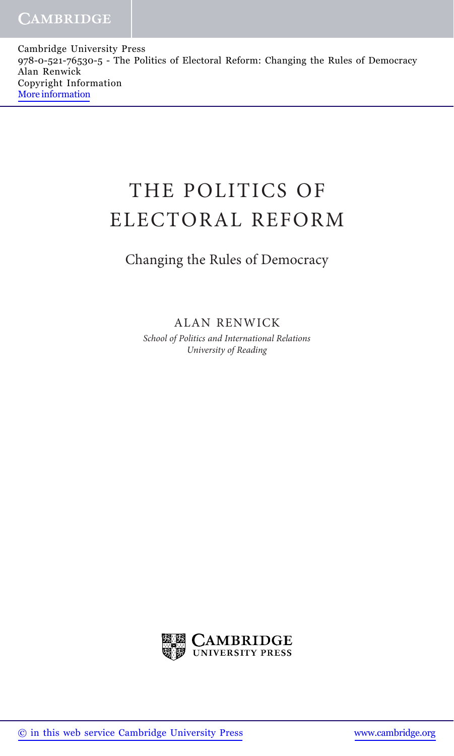Cambridge University Press
978-0-521-76530-5 - The Politics of Electoral Reform: Changing the Rules of Democracy
Alan Renwick
Copyright Information
More information

# THE POLITICS OF ELECTORAL REFORM

## Changing the Rules of Democracy

ALAN RENWICK

*School of Politics and International Relations*
*University of Reading*

CAMBRIDGE UNIVERSITY PRESS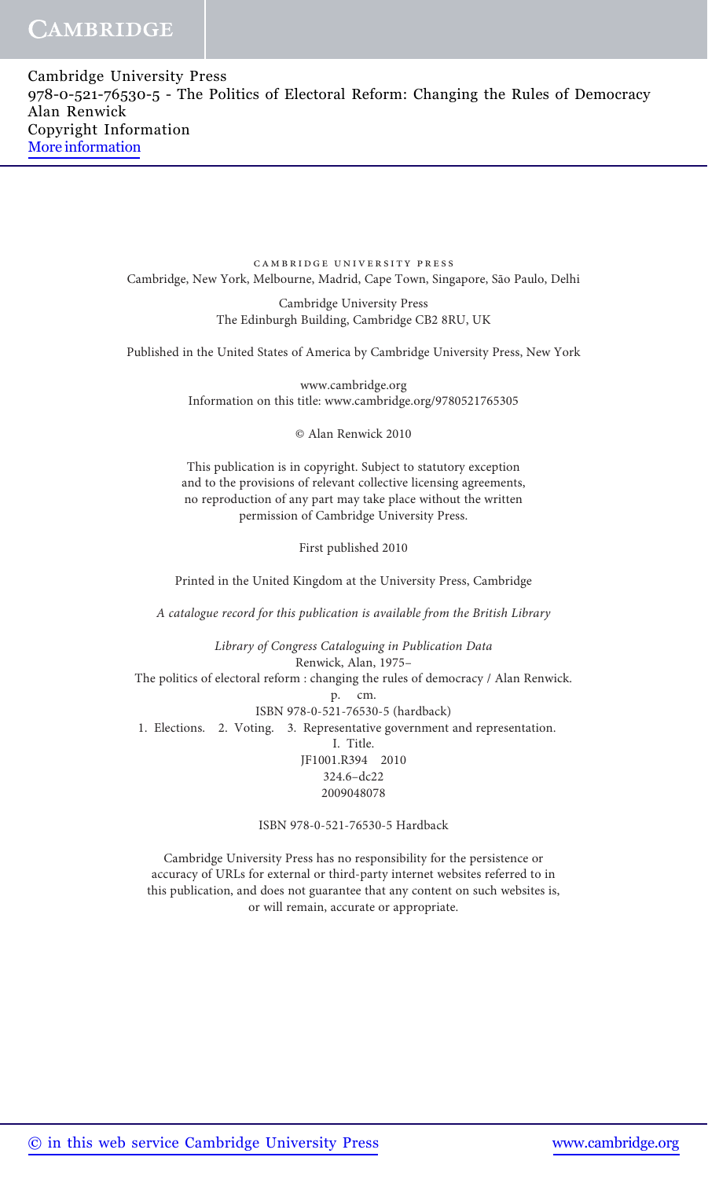CAMBRIDGE UNIVERSITY PRESS
Cambridge, New York, Melbourne, Madrid, Cape Town, Singapore, São Paulo, Delhi

Cambridge University Press
The Edinburgh Building, Cambridge CB2 8RU, UK

Published in the United States of America by Cambridge University Press, New York

www.cambridge.org
Information on this title: www.cambridge.org/9780521765305

© Alan Renwick 2010

This publication is in copyright. Subject to statutory exception
and to the provisions of relevant collective licensing agreements,
no reproduction of any part may take place without the written
permission of Cambridge University Press.

First published 2010

Printed in the United Kingdom at the University Press, Cambridge

*A catalogue record for this publication is available from the British Library*

*Library of Congress Cataloguing in Publication Data*
Renwick, Alan, 1975–
The politics of electoral reform : changing the rules of democracy / Alan Renwick.
p. cm.
ISBN 978-0-521-76530-5 (hardback)
1. Elections. 2. Voting. 3. Representative government and representation.
I. Title.
JF1001.R394 2010
324.6–dc22
2009048078

ISBN 978-0-521-76530-5 Hardback

Cambridge University Press has no responsibility for the persistence or
accuracy of URLs for external or third-party internet websites referred to in
this publication, and does not guarantee that any content on such websites is,
or will remain, accurate or appropriate.